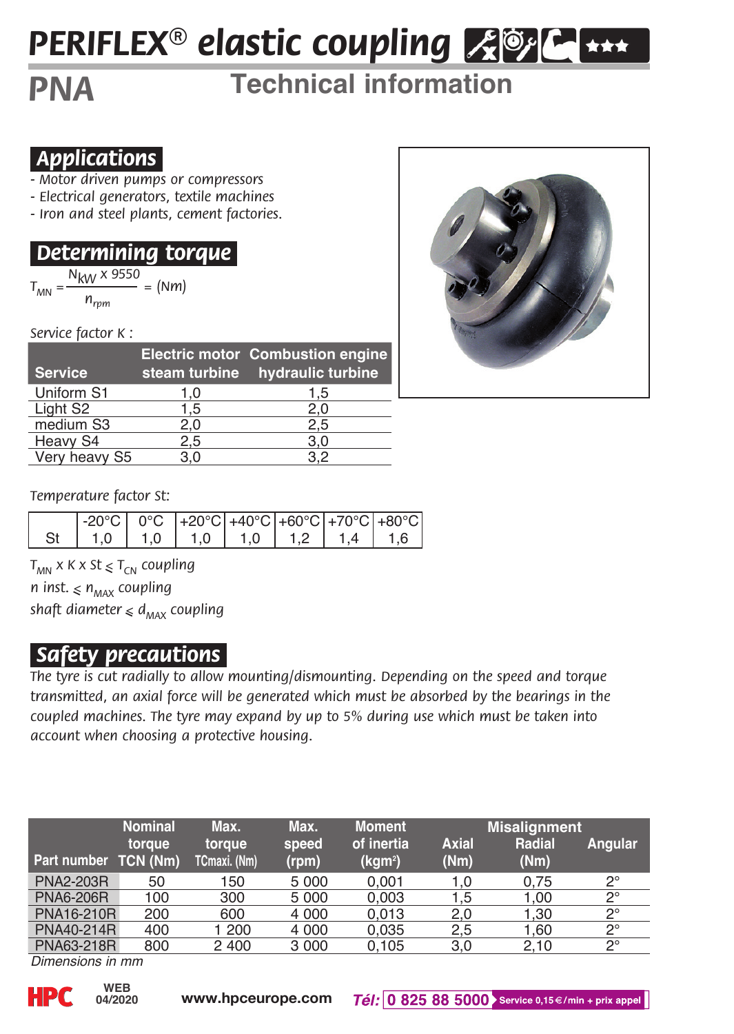# PERIFLEX® *elastic coupling*

## PNA Technical information

### Applications

- Motor driven pumps or compressors
- Electrical generators, textile machines
- Iron and steel plants, cement factories.

### Determining torque

$$T_{MN} = \frac{N_{kW} \times 9550}{n_{rpm}} = (Nm)$$

Service factor K :

| Service | Electric motor steam turbine | Combustion engine hydraulic turbine |
|---|---|---|
| Uniform S1 | 1,0 | 1,5 |
| Light S2 | 1,5 | 2,0 |
| medium S3 | 2,0 | 2,5 |
| Heavy S4 | 2,5 | 3,0 |
| Very heavy S5 | 3,0 | 3,2 |

Temperature factor St:

| | -20°C | 0°C | +20°C | +40°C | +60°C | +70°C | +80°C |
|---|---|---|---|---|---|---|---|
| St | 1,0 | 1,0 | 1,0 | 1,0 | 1,2 | 1,4 | 1,6 |

$T_{MN} \times K \times St \leqslant T_{CN}$ coupling

$n$ inst. $\leqslant n_{MAX}$ coupling

shaft diameter $\leqslant d_{MAX}$ coupling

### Safety precautions

The tyre is cut radially to allow mounting/dismounting. Depending on the speed and torque transmitted, an axial force will be generated which must be absorbed by the bearings in the coupled machines. The tyre may expand by up to 5% during use which must be taken into account when choosing a protective housing.

| Part number | Nominal torque TCN (Nm) | Max. torque TCmaxi. (Nm) | Max. speed (rpm) | Moment of inertia (kgm²) | Misalignment Axial (Nm) | Misalignment Radial (Nm) | Misalignment Angular |
|---|---|---|---|---|---|---|---|
| PNA2-203R | 50 | 150 | 5 000 | 0,001 | 1,0 | 0,75 | 2° |
| PNA6-206R | 100 | 300 | 5 000 | 0,003 | 1,5 | 1,00 | 2° |
| PNA16-210R | 200 | 600 | 4 000 | 0,013 | 2,0 | 1,30 | 2° |
| PNA40-214R | 400 | 1 200 | 4 000 | 0,035 | 2,5 | 1,60 | 2° |
| PNA63-218R | 800 | 2 400 | 3 000 | 0,105 | 3,0 | 2,10 | 2° |

*Dimensions in mm*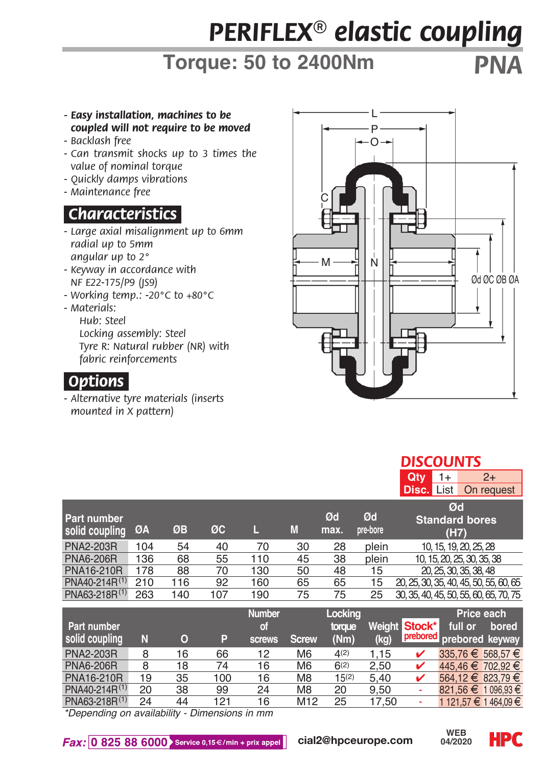# PERIFLEX® elastic coupling

## Torque: 50 to 2400Nm **PNA**

- ***Easy installation, machines to be coupled will not require to be moved***
- *Backlash free*
- *Can transmit shocks up to 3 times the value of nominal torque*
- *Quickly damps vibrations*
- *Maintenance free*

## Characteristics

- *Large axial misalignment up to 6mm radial up to 5mm angular up to 2°*
- *Keyway in accordance with NF E22-175/P9 (JS9)*
- *Working temp.: -20°C to +80°C*
- *Materials:*
  - *Hub: Steel*
  - *Locking assembly: Steel*
  - *Tyre R: Natural rubber (NR) with fabric reinforcements*

## Options

- *Alternative tyre materials (inserts mounted in X pattern)*

### DISCOUNTS

| Qty | 1+ | 2+ |
|---|---|---|
| Disc. | List | On request |

| Part number solid coupling | ØA | ØB | ØC | L | M | Ød max. | Ød pre-bore | Ød Standard bores (H7) |
|---|---|---|---|---|---|---|---|---|
| PNA2-203R | 104 | 54 | 40 | 70 | 30 | 28 | plein | 10, 15, 19, 20, 25, 28 |
| PNA6-206R | 136 | 68 | 55 | 110 | 45 | 38 | plein | 10, 15, 20, 25, 30, 35, 38 |
| PNA16-210R | 178 | 88 | 70 | 130 | 50 | 48 | 15 | 20, 25, 30, 35, 38, 48 |
| PNA40-214R (1) | 210 | 116 | 92 | 160 | 65 | 65 | 15 | 20, 25, 30, 35, 40, 45, 50, 55, 60, 65 |
| PNA63-218R (1) | 263 | 140 | 107 | 190 | 75 | 75 | 25 | 30, 35, 40, 45, 50, 55, 60, 65, 70, 75 |

| Part number solid coupling | N | O | P | Number of screws | Screw | Locking torque (Nm) | Weight (kg) | Stock* prebored | Price each full or prebored | Price each bored keyway |
|---|---|---|---|---|---|---|---|---|---|---|
| PNA2-203R | 8 | 16 | 66 | 12 | M6 | 4(2) | 1,15 | ✔ | 335,76 € | 568,57 € |
| PNA6-206R | 8 | 18 | 74 | 16 | M6 | 6(2) | 2,50 | ✔ | 445,46 € | 702,92 € |
| PNA16-210R | 19 | 35 | 100 | 16 | M8 | 15(2) | 5,40 | ✔ | 564,12 € | 823,79 € |
| PNA40-214R (1) | 20 | 38 | 99 | 24 | M8 | 20 | 9,50 | - | 821,56 € | 1 096,93 € |
| PNA63-218R (1) | 24 | 44 | 121 | 16 | M12 | 25 | 17,50 | - | 1 121,57 € | 1 464,09 € |

*Depending on availability - Dimensions in mm

Fax: 0 825 88 6000 Service 0,15 €/min + prix appel | cial2@hpceurope.com | WEB 04/2020 | HPC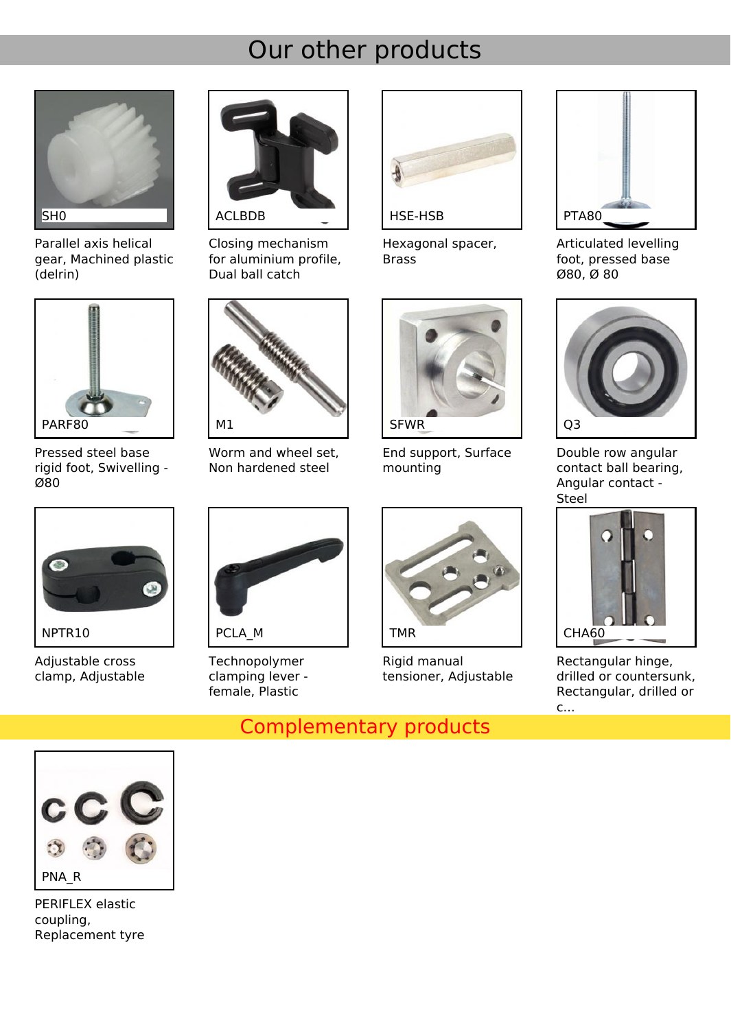# Our other products

SH0

Parallel axis helical gear, Machined plastic (delrin)

ACLBDB

Closing mechanism for aluminium profile, Dual ball catch

HSE-HSB

Hexagonal spacer, Brass

PTA80

Articulated levelling foot, pressed base Ø80, Ø 80

PARF80

Pressed steel base rigid foot, Swivelling - Ø80

M1

Worm and wheel set, Non hardened steel

SFWR

End support, Surface mounting

Q3

Double row angular contact ball bearing, Angular contact - Steel

NPTR10

Adjustable cross clamp, Adjustable

PCLA_M

Technopolymer clamping lever - female, Plastic

TMR

Rigid manual tensioner, Adjustable

CHA60

Rectangular hinge, drilled or countersunk, Rectangular, drilled or c...

# Complementary products

PNA_R

PERIFLEX elastic coupling, Replacement tyre